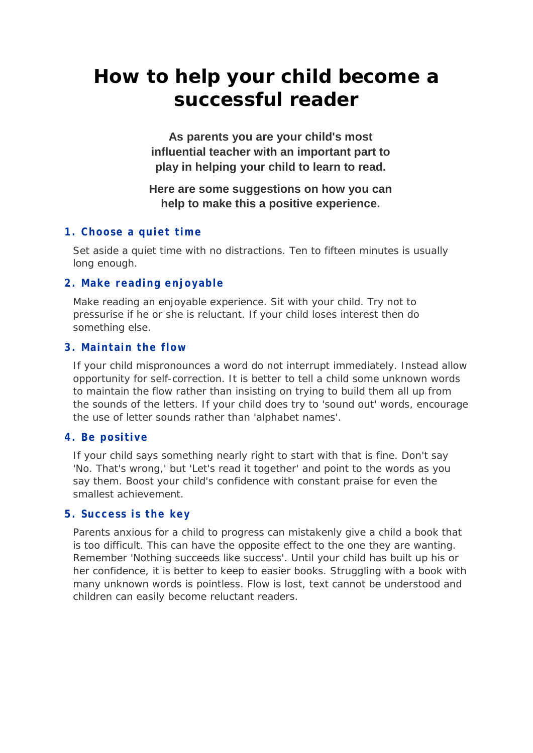# How to help your child become a successful reader

**As parents you are your child's most influential teacher with an important part to play in helping your child to learn to read.**

**Here are some suggestions on how you can help to make this a positive experience.**

### 1. Choose a quiet time

Set aside a quiet time with no distractions. Ten to fifteen minutes is usually long enough.

### 2. Make reading enjoyable

Make reading an enjoyable experience. Sit with your child. Try not to pressurise if he or she is reluctant. If your child loses interest then do something else.

### 3. Maintain the flow

If your child mispronounces a word do not interrupt immediately. Instead allow opportunity for self-correction. It is better to tell a child some unknown words to maintain the flow rather than insisting on trying to build them all up from the sounds of the letters. If your child does try to 'sound out' words, encourage the use of letter sounds rather than 'alphabet names'.

### 4. Be positive

If your child says something nearly right to start with that is fine. Don't say 'No. That's wrong,' but 'Let's read it together' and point to the words as you say them. Boost your child's confidence with constant praise for even the smallest achievement.

### 5. Success is the key

Parents anxious for a child to progress can mistakenly give a child a book that is too difficult. This can have the opposite effect to the one they are wanting. Remember 'Nothing succeeds like success'. Until your child has built up his or her confidence, it is better to keep to easier books. Struggling with a book with many unknown words is pointless. Flow is lost, text cannot be understood and children can easily become reluctant readers.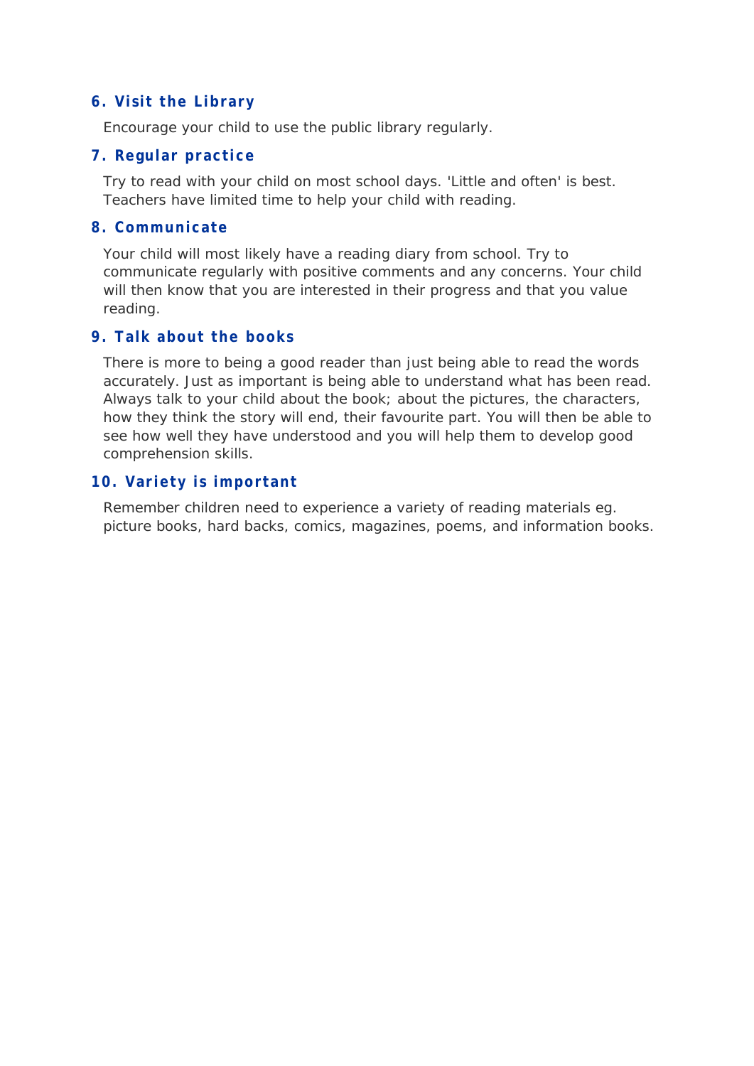### 6. Visit the Library

Encourage your child to use the public library regularly.

### 7. Regular practice

Try to read with your child on most school days. 'Little and often' is best. Teachers have limited time to help your child with reading.

### 8. Communicate

Your child will most likely have a reading diary from school. Try to communicate regularly with positive comments and any concerns. Your child will then know that you are interested in their progress and that you value reading.

### 9. Talk about the books

There is more to being a good reader than just being able to read the words accurately. Just as important is being able to understand what has been read. Always talk to your child about the book; about the pictures, the characters, how they think the story will end, their favourite part. You will then be able to see how well they have understood and you will help them to develop good comprehension skills.

### 10. Variety is important

Remember children need to experience a variety of reading materials eg. picture books, hard backs, comics, magazines, poems, and information books.